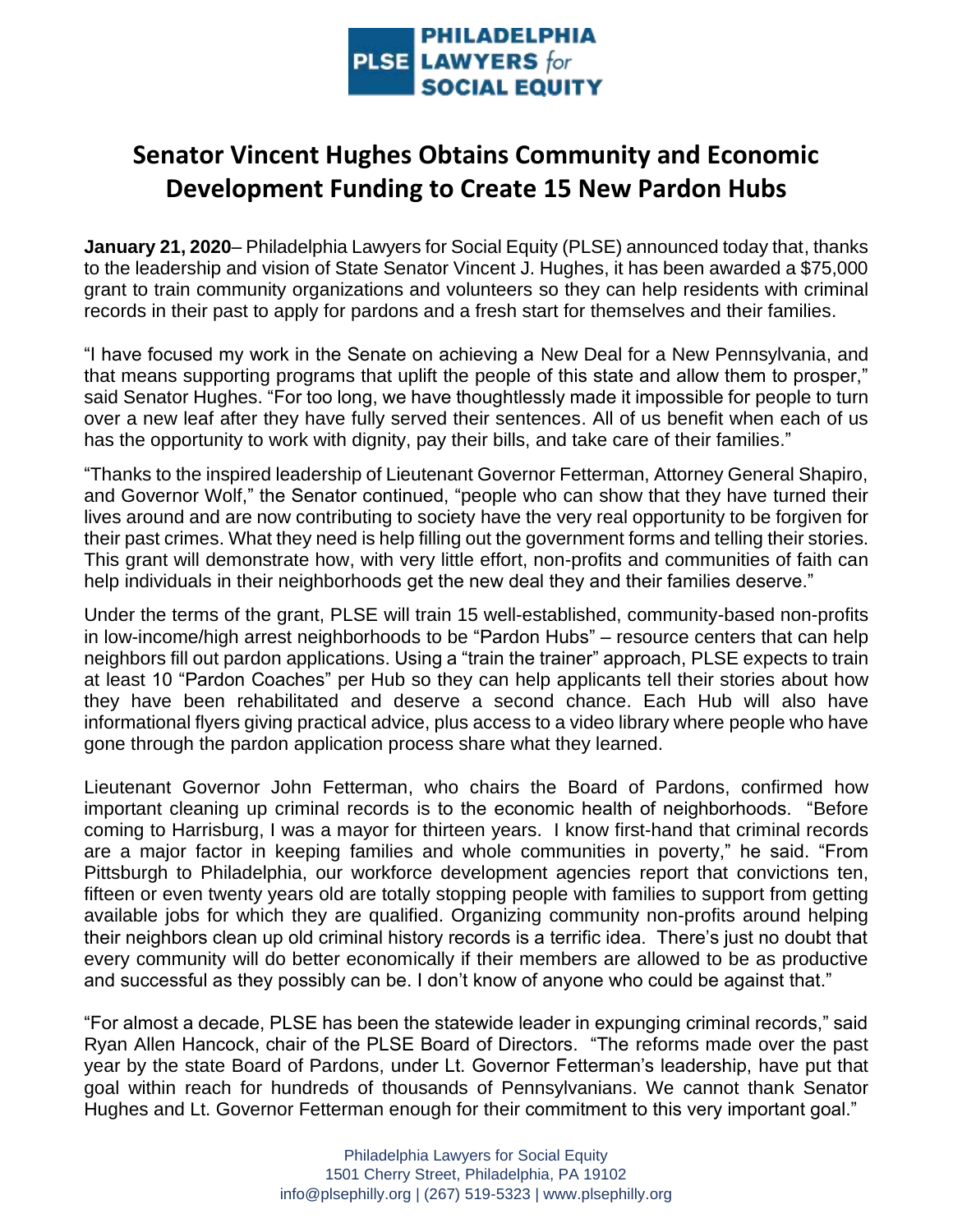PLSE PHILADELPHIA LAWYERS *for* SOCIAL EQUITY

# Senator Vincent Hughes Obtains Community and Economic Development Funding to Create 15 New Pardon Hubs

**January 21, 2020**– Philadelphia Lawyers for Social Equity (PLSE) announced today that, thanks to the leadership and vision of State Senator Vincent J. Hughes, it has been awarded a $75,000 grant to train community organizations and volunteers so they can help residents with criminal records in their past to apply for pardons and a fresh start for themselves and their families.

"I have focused my work in the Senate on achieving a New Deal for a New Pennsylvania, and that means supporting programs that uplift the people of this state and allow them to prosper," said Senator Hughes. "For too long, we have thoughtlessly made it impossible for people to turn over a new leaf after they have fully served their sentences. All of us benefit when each of us has the opportunity to work with dignity, pay their bills, and take care of their families."

"Thanks to the inspired leadership of Lieutenant Governor Fetterman, Attorney General Shapiro, and Governor Wolf," the Senator continued, "people who can show that they have turned their lives around and are now contributing to society have the very real opportunity to be forgiven for their past crimes. What they need is help filling out the government forms and telling their stories. This grant will demonstrate how, with very little effort, non-profits and communities of faith can help individuals in their neighborhoods get the new deal they and their families deserve."

Under the terms of the grant, PLSE will train 15 well-established, community-based non-profits in low-income/high arrest neighborhoods to be "Pardon Hubs" – resource centers that can help neighbors fill out pardon applications. Using a "train the trainer" approach, PLSE expects to train at least 10 "Pardon Coaches" per Hub so they can help applicants tell their stories about how they have been rehabilitated and deserve a second chance. Each Hub will also have informational flyers giving practical advice, plus access to a video library where people who have gone through the pardon application process share what they learned.

Lieutenant Governor John Fetterman, who chairs the Board of Pardons, confirmed how important cleaning up criminal records is to the economic health of neighborhoods. "Before coming to Harrisburg, I was a mayor for thirteen years. I know first-hand that criminal records are a major factor in keeping families and whole communities in poverty," he said. "From Pittsburgh to Philadelphia, our workforce development agencies report that convictions ten, fifteen or even twenty years old are totally stopping people with families to support from getting available jobs for which they are qualified. Organizing community non-profits around helping their neighbors clean up old criminal history records is a terrific idea. There's just no doubt that every community will do better economically if their members are allowed to be as productive and successful as they possibly can be. I don't know of anyone who could be against that."

"For almost a decade, PLSE has been the statewide leader in expunging criminal records," said Ryan Allen Hancock, chair of the PLSE Board of Directors. "The reforms made over the past year by the state Board of Pardons, under Lt. Governor Fetterman's leadership, have put that goal within reach for hundreds of thousands of Pennsylvanians. We cannot thank Senator Hughes and Lt. Governor Fetterman enough for their commitment to this very important goal."

Philadelphia Lawyers for Social Equity
1501 Cherry Street, Philadelphia, PA 19102
info@plsephilly.org | (267) 519-5323 | www.plsephilly.org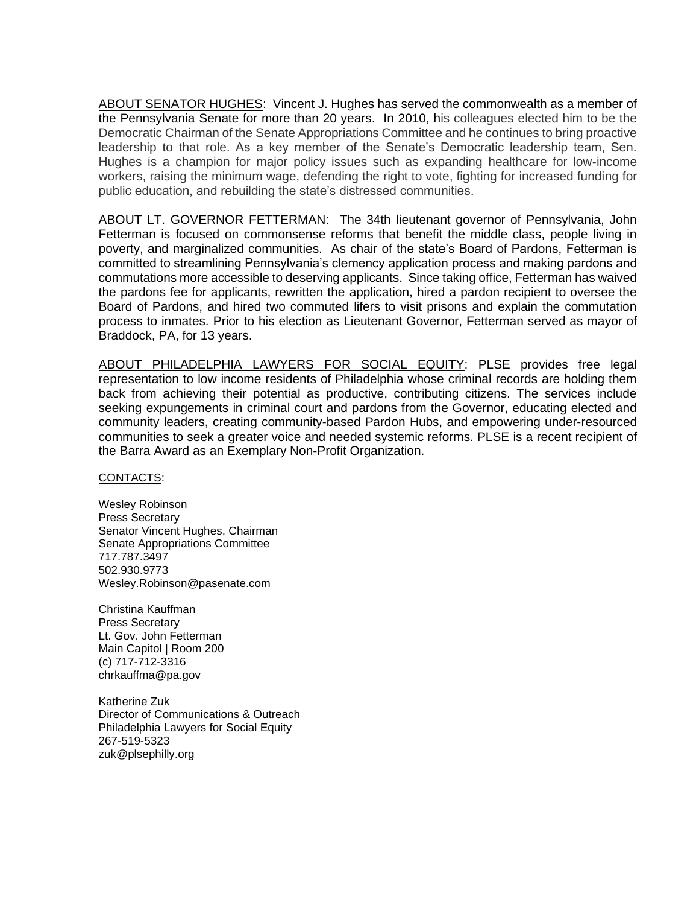ABOUT SENATOR HUGHES: Vincent J. Hughes has served the commonwealth as a member of the Pennsylvania Senate for more than 20 years. In 2010, his colleagues elected him to be the Democratic Chairman of the Senate Appropriations Committee and he continues to bring proactive leadership to that role. As a key member of the Senate's Democratic leadership team, Sen. Hughes is a champion for major policy issues such as expanding healthcare for low-income workers, raising the minimum wage, defending the right to vote, fighting for increased funding for public education, and rebuilding the state's distressed communities.

ABOUT LT. GOVERNOR FETTERMAN: The 34th lieutenant governor of Pennsylvania, John Fetterman is focused on commonsense reforms that benefit the middle class, people living in poverty, and marginalized communities. As chair of the state's Board of Pardons, Fetterman is committed to streamlining Pennsylvania's clemency application process and making pardons and commutations more accessible to deserving applicants. Since taking office, Fetterman has waived the pardons fee for applicants, rewritten the application, hired a pardon recipient to oversee the Board of Pardons, and hired two commuted lifers to visit prisons and explain the commutation process to inmates. Prior to his election as Lieutenant Governor, Fetterman served as mayor of Braddock, PA, for 13 years.

ABOUT PHILADELPHIA LAWYERS FOR SOCIAL EQUITY: PLSE provides free legal representation to low income residents of Philadelphia whose criminal records are holding them back from achieving their potential as productive, contributing citizens. The services include seeking expungements in criminal court and pardons from the Governor, educating elected and community leaders, creating community-based Pardon Hubs, and empowering under-resourced communities to seek a greater voice and needed systemic reforms. PLSE is a recent recipient of the Barra Award as an Exemplary Non-Profit Organization.

CONTACTS:

Wesley Robinson
Press Secretary
Senator Vincent Hughes, Chairman
Senate Appropriations Committee
717.787.3497
502.930.9773
Wesley.Robinson@pasenate.com

Christina Kauffman
Press Secretary
Lt. Gov. John Fetterman
Main Capitol | Room 200
(c) 717-712-3316
chrkauffma@pa.gov

Katherine Zuk
Director of Communications & Outreach
Philadelphia Lawyers for Social Equity
267-519-5323
zuk@plsephilly.org